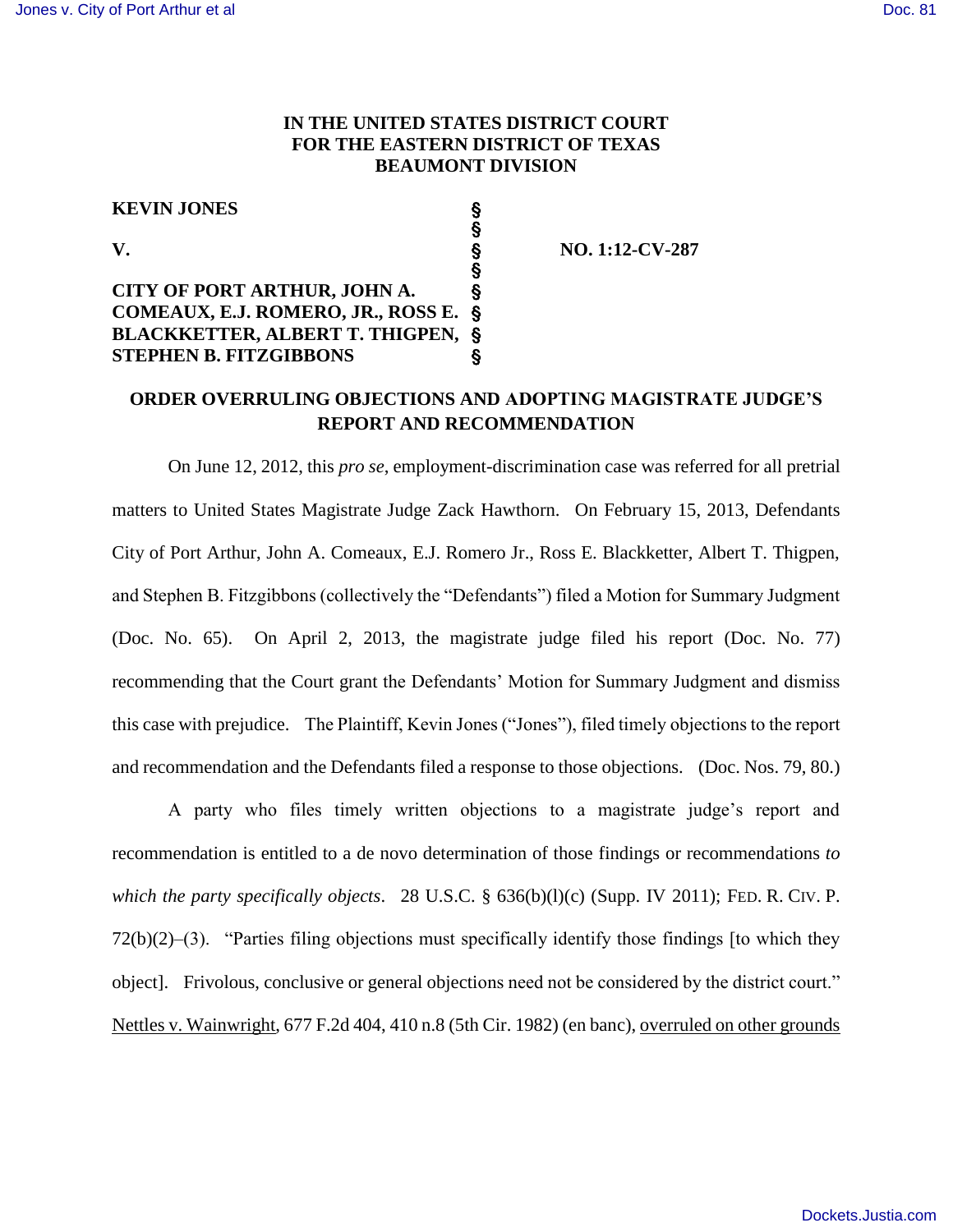# IN THE UNITED STATES DISTRICT COURT FOR THE EASTERN DISTRICT OF TEXAS BEAUMONT DIVISION

| | | |
|---|---|---|
| **KEVIN JONES** | § | |
| | § | |
| **V.** | § | **NO. 1:12-CV-287** |
| | § | |
| **CITY OF PORT ARTHUR, JOHN A. COMEAUX, E.J. ROMERO, JR., ROSS E. BLACKKETTER, ALBERT T. THIGPEN, STEPHEN B. FITZGIBBONS** | § | |

## ORDER OVERRULING OBJECTIONS AND ADOPTING MAGISTRATE JUDGE'S REPORT AND RECOMMENDATION

On June 12, 2012, this *pro se*, employment-discrimination case was referred for all pretrial matters to United States Magistrate Judge Zack Hawthorn. On February 15, 2013, Defendants City of Port Arthur, John A. Comeaux, E.J. Romero Jr., Ross E. Blackketter, Albert T. Thigpen, and Stephen B. Fitzgibbons (collectively the "Defendants") filed a Motion for Summary Judgment (Doc. No. 65). On April 2, 2013, the magistrate judge filed his report (Doc. No. 77) recommending that the Court grant the Defendants' Motion for Summary Judgment and dismiss this case with prejudice. The Plaintiff, Kevin Jones ("Jones"), filed timely objections to the report and recommendation and the Defendants filed a response to those objections. (Doc. Nos. 79, 80.)

A party who files timely written objections to a magistrate judge's report and recommendation is entitled to a de novo determination of those findings or recommendations *to which the party specifically objects*. 28 U.S.C. § 636(b)(l)(c) (Supp. IV 2011); FED. R. CIV. P. 72(b)(2)–(3). "Parties filing objections must specifically identify those findings [to which they object]. Frivolous, conclusive or general objections need not be considered by the district court." Nettles v. Wainwright, 677 F.2d 404, 410 n.8 (5th Cir. 1982) (en banc), overruled on other grounds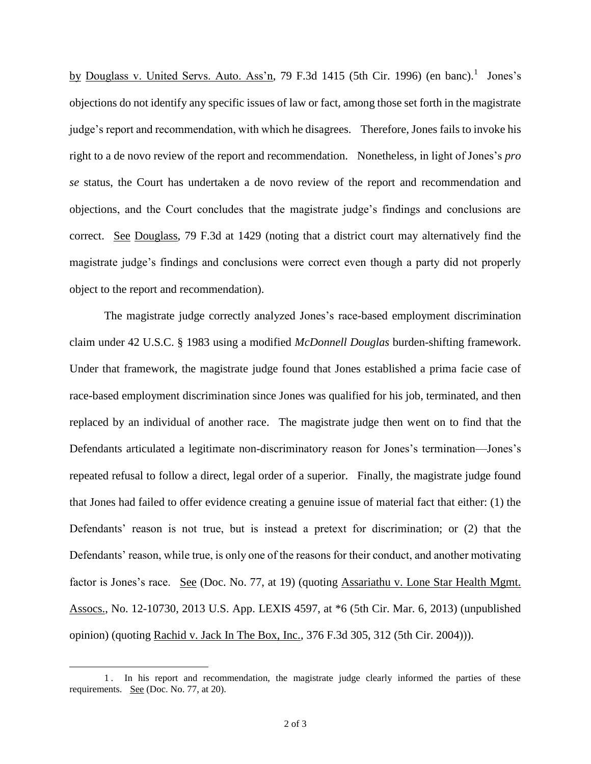by Douglass v. United Servs. Auto. Ass'n, 79 F.3d 1415 (5th Cir. 1996) (en banc).[1] Jones's objections do not identify any specific issues of law or fact, among those set forth in the magistrate judge's report and recommendation, with which he disagrees. Therefore, Jones fails to invoke his right to a de novo review of the report and recommendation. Nonetheless, in light of Jones's *pro se* status, the Court has undertaken a de novo review of the report and recommendation and objections, and the Court concludes that the magistrate judge's findings and conclusions are correct. See Douglass, 79 F.3d at 1429 (noting that a district court may alternatively find the magistrate judge's findings and conclusions were correct even though a party did not properly object to the report and recommendation).

The magistrate judge correctly analyzed Jones's race-based employment discrimination claim under 42 U.S.C. § 1983 using a modified *McDonnell Douglas* burden-shifting framework. Under that framework, the magistrate judge found that Jones established a prima facie case of race-based employment discrimination since Jones was qualified for his job, terminated, and then replaced by an individual of another race. The magistrate judge then went on to find that the Defendants articulated a legitimate non-discriminatory reason for Jones's termination—Jones's repeated refusal to follow a direct, legal order of a superior. Finally, the magistrate judge found that Jones had failed to offer evidence creating a genuine issue of material fact that either: (1) the Defendants' reason is not true, but is instead a pretext for discrimination; or (2) that the Defendants' reason, while true, is only one of the reasons for their conduct, and another motivating factor is Jones's race. See (Doc. No. 77, at 19) (quoting Assariathu v. Lone Star Health Mgmt. Assocs., No. 12-10730, 2013 U.S. App. LEXIS 4597, at *6 (5th Cir. Mar. 6, 2013) (unpublished opinion) (quoting Rachid v. Jack In The Box, Inc., 376 F.3d 305, 312 (5th Cir. 2004))).

---

[1] In his report and recommendation, the magistrate judge clearly informed the parties of these requirements. See (Doc. No. 77, at 20).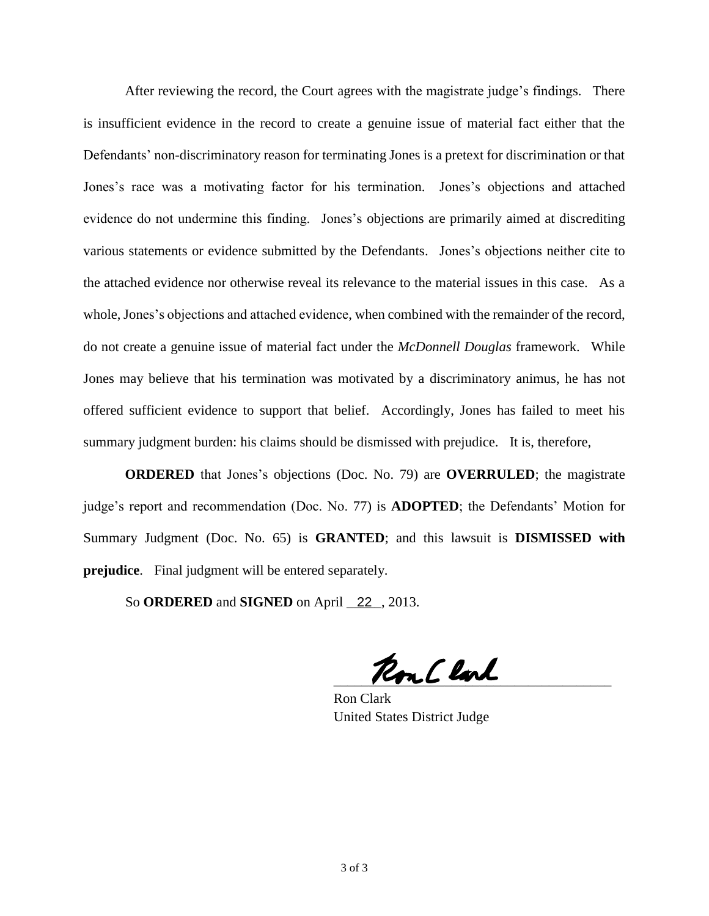After reviewing the record, the Court agrees with the magistrate judge's findings. There is insufficient evidence in the record to create a genuine issue of material fact either that the Defendants' non-discriminatory reason for terminating Jones is a pretext for discrimination or that Jones's race was a motivating factor for his termination. Jones's objections and attached evidence do not undermine this finding. Jones's objections are primarily aimed at discrediting various statements or evidence submitted by the Defendants. Jones's objections neither cite to the attached evidence nor otherwise reveal its relevance to the material issues in this case. As a whole, Jones's objections and attached evidence, when combined with the remainder of the record, do not create a genuine issue of material fact under the *McDonnell Douglas* framework. While Jones may believe that his termination was motivated by a discriminatory animus, he has not offered sufficient evidence to support that belief. Accordingly, Jones has failed to meet his summary judgment burden: his claims should be dismissed with prejudice. It is, therefore,

**ORDERED** that Jones's objections (Doc. No. 79) are **OVERRULED**; the magistrate judge's report and recommendation (Doc. No. 77) is **ADOPTED**; the Defendants' Motion for Summary Judgment (Doc. No. 65) is **GRANTED**; and this lawsuit is **DISMISSED with prejudice**. Final judgment will be entered separately.

So **ORDERED** and **SIGNED** on April \_\_22\_\_, 2013.

Ron Clark

Ron Clark
United States District Judge